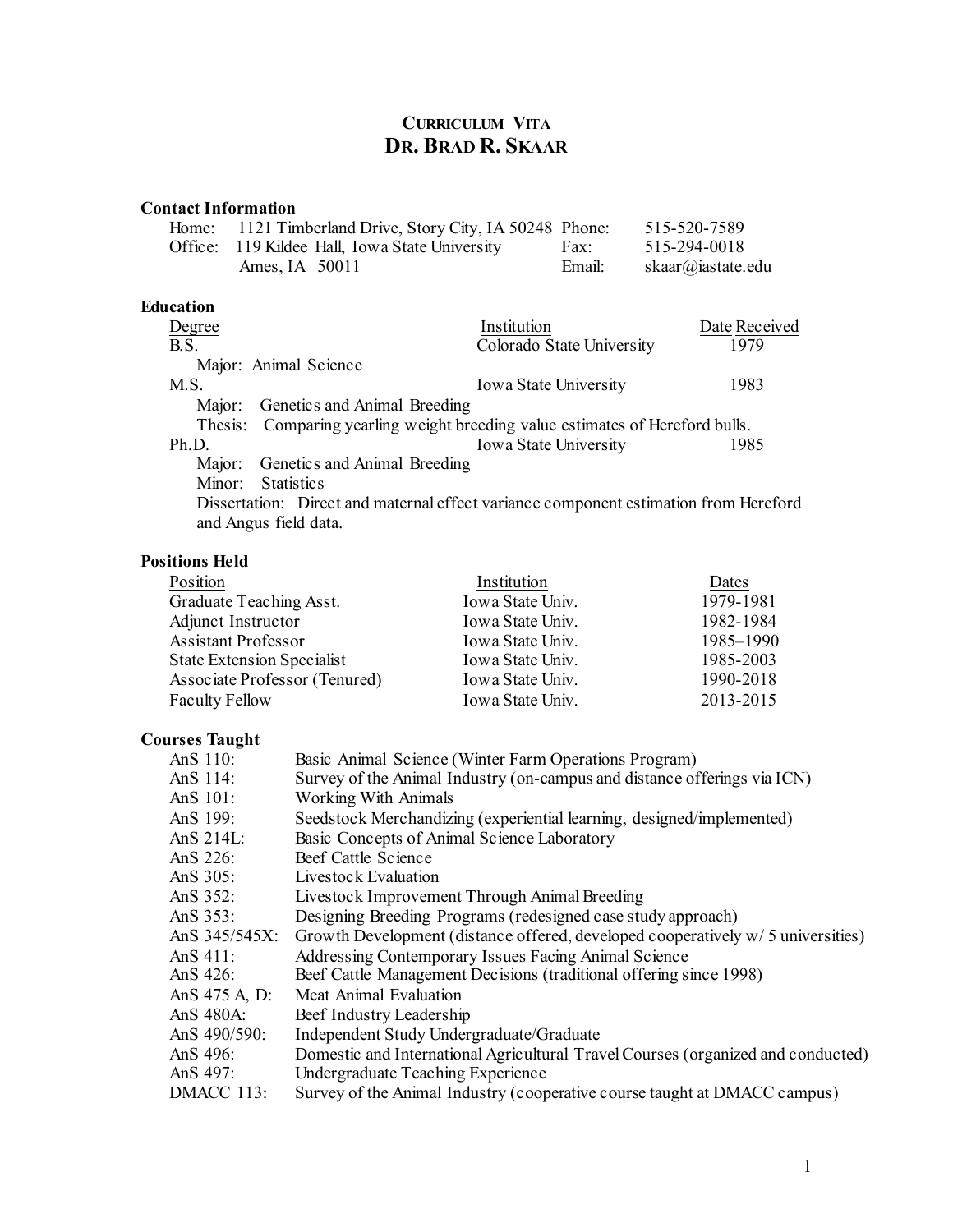# CURRICULUM VITA
# DR. BRAD R. SKAAR

## Contact Information

| | | | |
|---|---|---|---|
| Home: | 1121 Timberland Drive, Story City, IA 50248 | Phone: | 515-520-7589 |
| Office: | 119 Kildee Hall, Iowa State University | Fax: | 515-294-0018 |
| | Ames, IA 50011 | Email: | skaar@iastate.edu |

## Education

| Degree | Institution | Date Received |
|---|---|---|
| B.S. | Colorado State University | 1979 |
| Major: Animal Science | | |
| M.S. | Iowa State University | 1983 |
| Major: Genetics and Animal Breeding | | |
| Thesis: Comparing yearling weight breeding value estimates of Hereford bulls. | | |
| Ph.D. | Iowa State University | 1985 |
| Major: Genetics and Animal Breeding | | |
| Minor: Statistics | | |
| Dissertation: Direct and maternal effect variance component estimation from Hereford and Angus field data. | | |

## Positions Held

| Position | Institution | Dates |
|---|---|---|
| Graduate Teaching Asst. | Iowa State Univ. | 1979-1981 |
| Adjunct Instructor | Iowa State Univ. | 1982-1984 |
| Assistant Professor | Iowa State Univ. | 1985–1990 |
| State Extension Specialist | Iowa State Univ. | 1985-2003 |
| Associate Professor (Tenured) | Iowa State Univ. | 1990-2018 |
| Faculty Fellow | Iowa State Univ. | 2013-2015 |

## Courses Taught

| | |
|---|---|
| AnS 110: | Basic Animal Science (Winter Farm Operations Program) |
| AnS 114: | Survey of the Animal Industry (on-campus and distance offerings via ICN) |
| AnS 101: | Working With Animals |
| AnS 199: | Seedstock Merchandizing (experiential learning, designed/implemented) |
| AnS 214L: | Basic Concepts of Animal Science Laboratory |
| AnS 226: | Beef Cattle Science |
| AnS 305: | Livestock Evaluation |
| AnS 352: | Livestock Improvement Through Animal Breeding |
| AnS 353: | Designing Breeding Programs (redesigned case study approach) |
| AnS 345/545X: | Growth Development (distance offered, developed cooperatively w/ 5 universities) |
| AnS 411: | Addressing Contemporary Issues Facing Animal Science |
| AnS 426: | Beef Cattle Management Decisions (traditional offering since 1998) |
| AnS 475 A, D: | Meat Animal Evaluation |
| AnS 480A: | Beef Industry Leadership |
| AnS 490/590: | Independent Study Undergraduate/Graduate |
| AnS 496: | Domestic and International Agricultural Travel Courses (organized and conducted) |
| AnS 497: | Undergraduate Teaching Experience |
| DMACC 113: | Survey of the Animal Industry (cooperative course taught at DMACC campus) |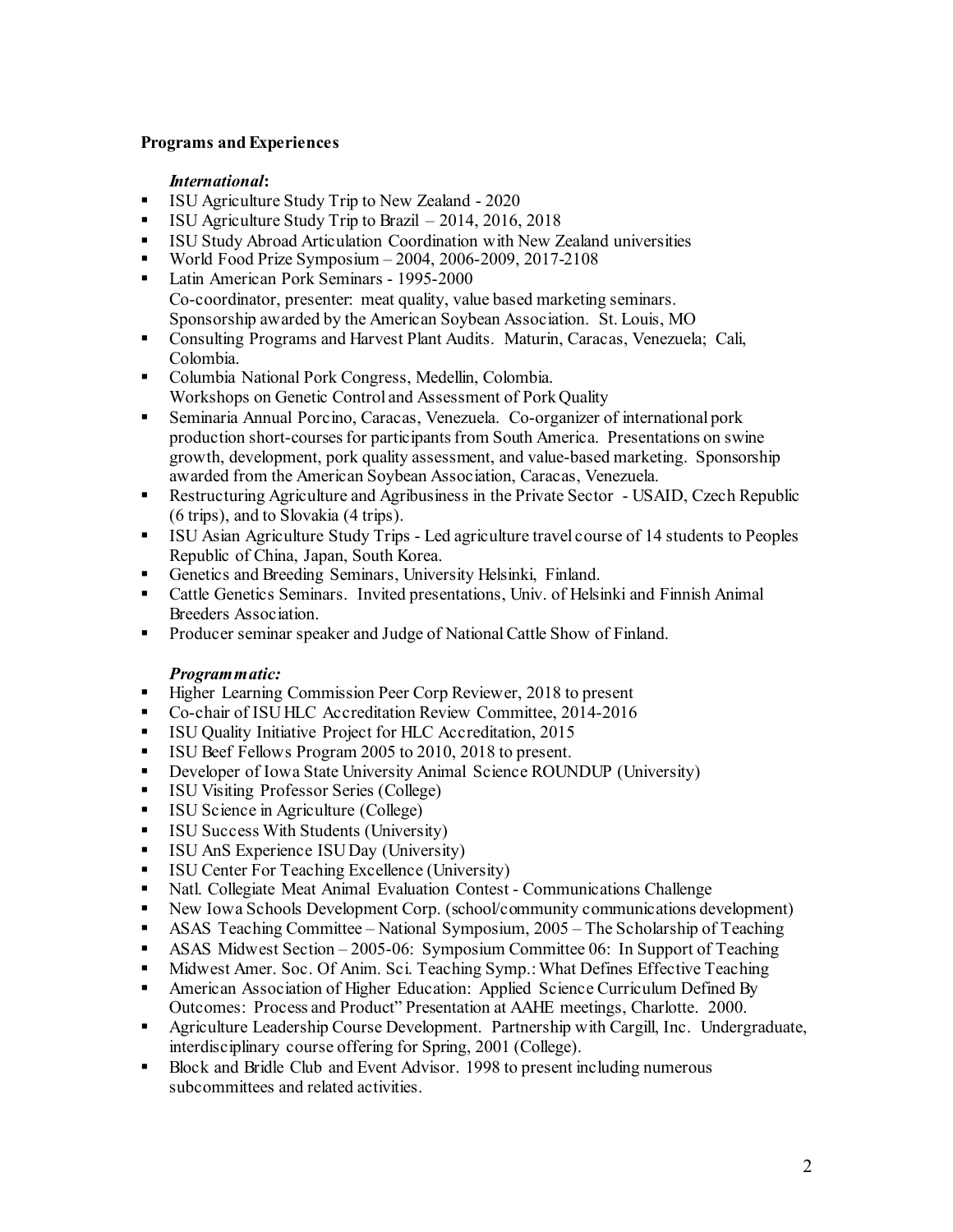**Programs and Experiences**

***International*:**

- ISU Agriculture Study Trip to New Zealand - 2020
- ISU Agriculture Study Trip to Brazil – 2014, 2016, 2018
- ISU Study Abroad Articulation Coordination with New Zealand universities
- World Food Prize Symposium – 2004, 2006-2009, 2017-2108
- Latin American Pork Seminars - 1995-2000
  Co-coordinator, presenter: meat quality, value based marketing seminars.
  Sponsorship awarded by the American Soybean Association. St. Louis, MO
- Consulting Programs and Harvest Plant Audits. Maturin, Caracas, Venezuela; Cali, Colombia.
- Columbia National Pork Congress, Medellin, Colombia.
  Workshops on Genetic Control and Assessment of Pork Quality
- Seminaria Annual Porcino, Caracas, Venezuela. Co-organizer of international pork production short-courses for participants from South America. Presentations on swine growth, development, pork quality assessment, and value-based marketing. Sponsorship awarded from the American Soybean Association, Caracas, Venezuela.
- Restructuring Agriculture and Agribusiness in the Private Sector - USAID, Czech Republic (6 trips), and to Slovakia (4 trips).
- ISU Asian Agriculture Study Trips - Led agriculture travel course of 14 students to Peoples Republic of China, Japan, South Korea.
- Genetics and Breeding Seminars, University Helsinki, Finland.
- Cattle Genetics Seminars. Invited presentations, Univ. of Helsinki and Finnish Animal Breeders Association.
- Producer seminar speaker and Judge of National Cattle Show of Finland.

***Programmatic:***

- Higher Learning Commission Peer Corp Reviewer, 2018 to present
- Co-chair of ISU HLC Accreditation Review Committee, 2014-2016
- ISU Quality Initiative Project for HLC Accreditation, 2015
- ISU Beef Fellows Program 2005 to 2010, 2018 to present.
- Developer of Iowa State University Animal Science ROUNDUP (University)
- ISU Visiting Professor Series (College)
- ISU Science in Agriculture (College)
- ISU Success With Students (University)
- ISU AnS Experience ISU Day (University)
- ISU Center For Teaching Excellence (University)
- Natl. Collegiate Meat Animal Evaluation Contest - Communications Challenge
- New Iowa Schools Development Corp. (school/community communications development)
- ASAS Teaching Committee – National Symposium, 2005 – The Scholarship of Teaching
- ASAS Midwest Section – 2005-06: Symposium Committee 06: In Support of Teaching
- Midwest Amer. Soc. Of Anim. Sci. Teaching Symp.: What Defines Effective Teaching
- American Association of Higher Education: Applied Science Curriculum Defined By Outcomes: Process and Product" Presentation at AAHE meetings, Charlotte. 2000.
- Agriculture Leadership Course Development. Partnership with Cargill, Inc. Undergraduate, interdisciplinary course offering for Spring, 2001 (College).
- Block and Bridle Club and Event Advisor. 1998 to present including numerous subcommittees and related activities.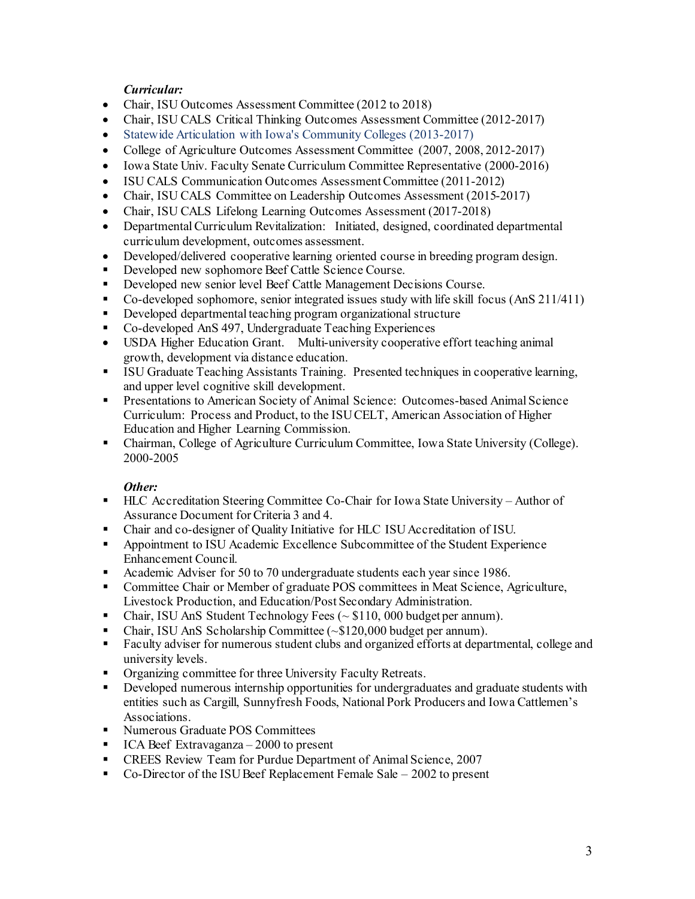***Curricular:***

- Chair, ISU Outcomes Assessment Committee (2012 to 2018)
- Chair, ISU CALS Critical Thinking Outcomes Assessment Committee (2012-2017)
- Statewide Articulation with Iowa's Community Colleges (2013-2017)
- College of Agriculture Outcomes Assessment Committee (2007, 2008, 2012-2017)
- Iowa State Univ. Faculty Senate Curriculum Committee Representative (2000-2016)
- ISU CALS Communication Outcomes Assessment Committee (2011-2012)
- Chair, ISU CALS Committee on Leadership Outcomes Assessment (2015-2017)
- Chair, ISU CALS Lifelong Learning Outcomes Assessment (2017-2018)
- Departmental Curriculum Revitalization: Initiated, designed, coordinated departmental curriculum development, outcomes assessment.
- Developed/delivered cooperative learning oriented course in breeding program design.
- Developed new sophomore Beef Cattle Science Course.
- Developed new senior level Beef Cattle Management Decisions Course.
- Co-developed sophomore, senior integrated issues study with life skill focus (AnS 211/411)
- Developed departmental teaching program organizational structure
- Co-developed AnS 497, Undergraduate Teaching Experiences
- USDA Higher Education Grant. Multi-university cooperative effort teaching animal growth, development via distance education.
- ISU Graduate Teaching Assistants Training. Presented techniques in cooperative learning, and upper level cognitive skill development.
- Presentations to American Society of Animal Science: Outcomes-based Animal Science Curriculum: Process and Product, to the ISU CELT, American Association of Higher Education and Higher Learning Commission.
- Chairman, College of Agriculture Curriculum Committee, Iowa State University (College). 2000-2005

***Other:***

- HLC Accreditation Steering Committee Co-Chair for Iowa State University – Author of Assurance Document for Criteria 3 and 4.
- Chair and co-designer of Quality Initiative for HLC ISU Accreditation of ISU.
- Appointment to ISU Academic Excellence Subcommittee of the Student Experience Enhancement Council.
- Academic Adviser for 50 to 70 undergraduate students each year since 1986.
- Committee Chair or Member of graduate POS committees in Meat Science, Agriculture, Livestock Production, and Education/Post Secondary Administration.
- Chair, ISU AnS Student Technology Fees (~ $110, 000 budget per annum).
- Chair, ISU AnS Scholarship Committee (~$120,000 budget per annum).
- Faculty adviser for numerous student clubs and organized efforts at departmental, college and university levels.
- Organizing committee for three University Faculty Retreats.
- Developed numerous internship opportunities for undergraduates and graduate students with entities such as Cargill, Sunnyfresh Foods, National Pork Producers and Iowa Cattlemen's Associations.
- Numerous Graduate POS Committees
- ICA Beef Extravaganza – 2000 to present
- CREES Review Team for Purdue Department of Animal Science, 2007
- Co-Director of the ISU Beef Replacement Female Sale – 2002 to present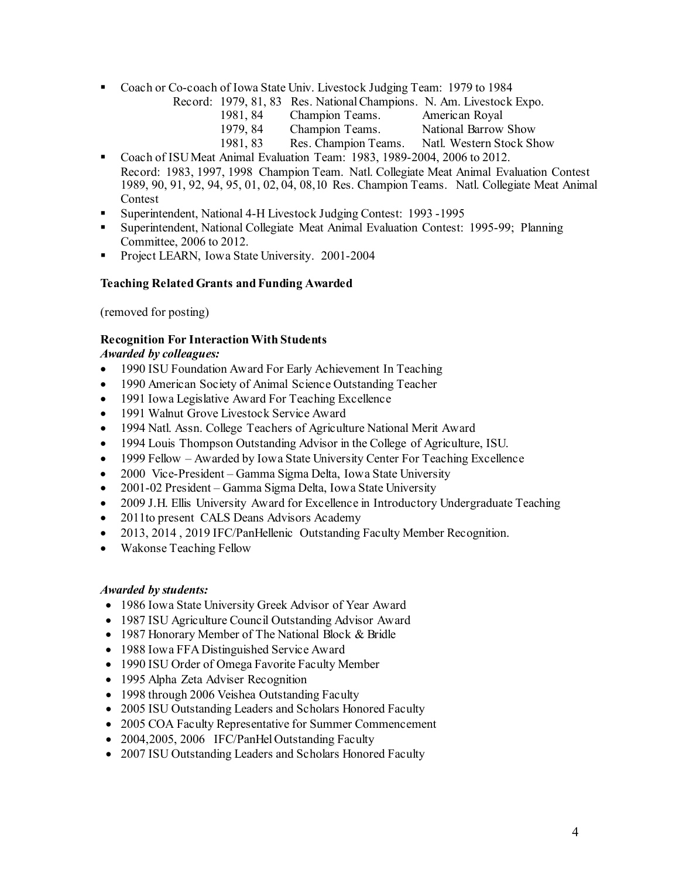- Coach or Co-coach of Iowa State Univ. Livestock Judging Team: 1979 to 1984

  Record:

  | | | |
  |---|---|---|
  | 1979, 81, 83 | Res. National Champions. | N. Am. Livestock Expo. |
  | 1981, 84 | Champion Teams. | American Royal |
  | 1979, 84 | Champion Teams. | National Barrow Show |
  | 1981, 83 | Res. Champion Teams. | Natl. Western Stock Show |

- Coach of ISU Meat Animal Evaluation Team: 1983, 1989-2004, 2006 to 2012.
  Record: 1983, 1997, 1998 Champion Team. Natl. Collegiate Meat Animal Evaluation Contest
  1989, 90, 91, 92, 94, 95, 01, 02, 04, 08,10 Res. Champion Teams. Natl. Collegiate Meat Animal Contest
- Superintendent, National 4-H Livestock Judging Contest: 1993 -1995
- Superintendent, National Collegiate Meat Animal Evaluation Contest: 1995-99; Planning Committee, 2006 to 2012.
- Project LEARN, Iowa State University. 2001-2004

**Teaching Related Grants and Funding Awarded**

(removed for posting)

**Recognition For Interaction With Students**

***Awarded by colleagues:***

- 1990 ISU Foundation Award For Early Achievement In Teaching
- 1990 American Society of Animal Science Outstanding Teacher
- 1991 Iowa Legislative Award For Teaching Excellence
- 1991 Walnut Grove Livestock Service Award
- 1994 Natl. Assn. College Teachers of Agriculture National Merit Award
- 1994 Louis Thompson Outstanding Advisor in the College of Agriculture, ISU.
- 1999 Fellow – Awarded by Iowa State University Center For Teaching Excellence
- 2000 Vice-President – Gamma Sigma Delta, Iowa State University
- 2001-02 President – Gamma Sigma Delta, Iowa State University
- 2009 J.H. Ellis University Award for Excellence in Introductory Undergraduate Teaching
- 2011to present CALS Deans Advisors Academy
- 2013, 2014 , 2019 IFC/PanHellenic Outstanding Faculty Member Recognition.
- Wakonse Teaching Fellow

***Awarded by students:***

- 1986 Iowa State University Greek Advisor of Year Award
- 1987 ISU Agriculture Council Outstanding Advisor Award
- 1987 Honorary Member of The National Block & Bridle
- 1988 Iowa FFA Distinguished Service Award
- 1990 ISU Order of Omega Favorite Faculty Member
- 1995 Alpha Zeta Adviser Recognition
- 1998 through 2006 Veishea Outstanding Faculty
- 2005 ISU Outstanding Leaders and Scholars Honored Faculty
- 2005 COA Faculty Representative for Summer Commencement
- 2004,2005, 2006 IFC/PanHel Outstanding Faculty
- 2007 ISU Outstanding Leaders and Scholars Honored Faculty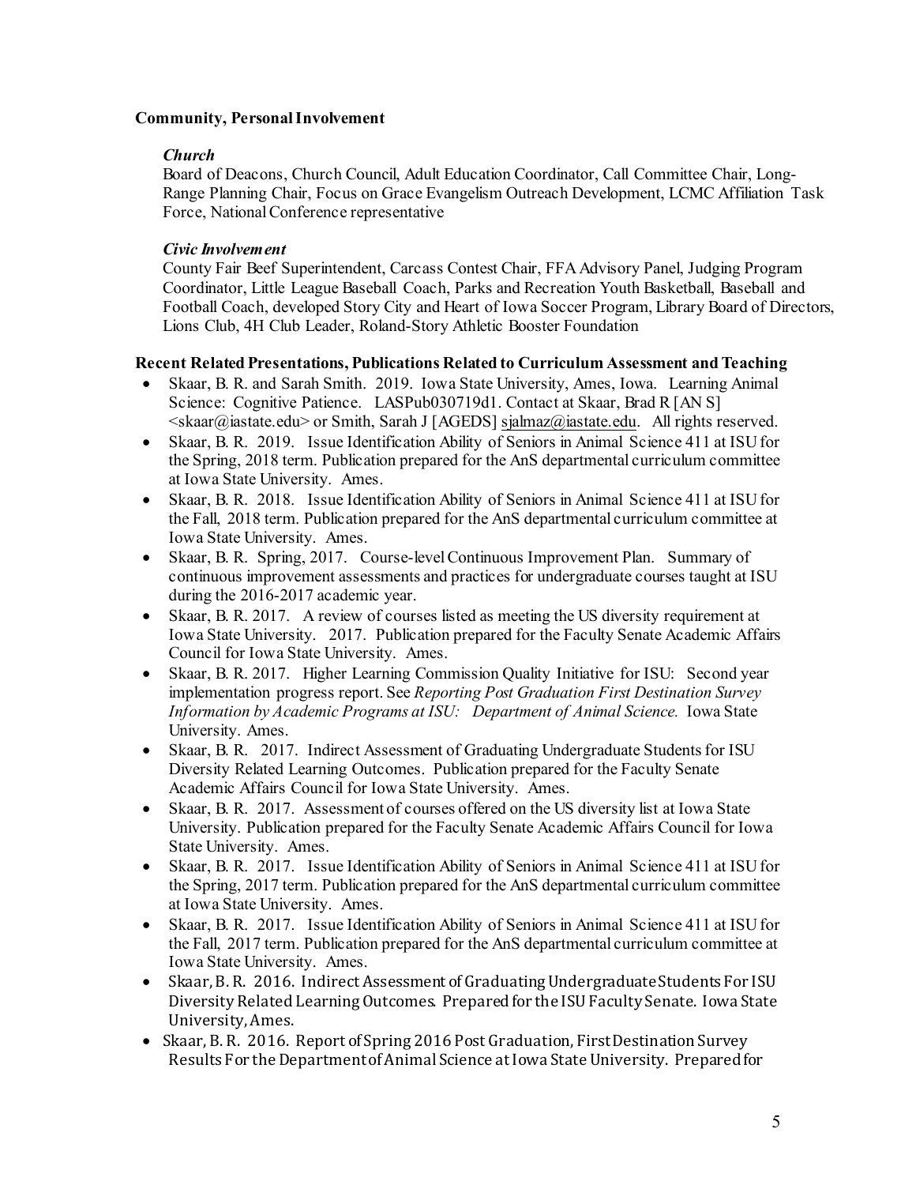**Community, Personal Involvement**

***Church***

Board of Deacons, Church Council, Adult Education Coordinator, Call Committee Chair, Long-Range Planning Chair, Focus on Grace Evangelism Outreach Development, LCMC Affiliation Task Force, National Conference representative

***Civic Involvement***

County Fair Beef Superintendent, Carcass Contest Chair, FFA Advisory Panel, Judging Program Coordinator, Little League Baseball Coach, Parks and Recreation Youth Basketball, Baseball and Football Coach, developed Story City and Heart of Iowa Soccer Program, Library Board of Directors, Lions Club, 4H Club Leader, Roland-Story Athletic Booster Foundation

**Recent Related Presentations, Publications Related to Curriculum Assessment and Teaching**

- Skaar, B. R. and Sarah Smith. 2019. Iowa State University, Ames, Iowa. Learning Animal Science: Cognitive Patience. LASPub030719d1. Contact at Skaar, Brad R [AN S] <skaar@iastate.edu> or Smith, Sarah J [AGEDS] sjalmaz@iastate.edu. All rights reserved.
- Skaar, B. R. 2019. Issue Identification Ability of Seniors in Animal Science 411 at ISU for the Spring, 2018 term. Publication prepared for the AnS departmental curriculum committee at Iowa State University. Ames.
- Skaar, B. R. 2018. Issue Identification Ability of Seniors in Animal Science 411 at ISU for the Fall, 2018 term. Publication prepared for the AnS departmental curriculum committee at Iowa State University. Ames.
- Skaar, B. R. Spring, 2017. Course-level Continuous Improvement Plan. Summary of continuous improvement assessments and practices for undergraduate courses taught at ISU during the 2016-2017 academic year.
- Skaar, B. R. 2017. A review of courses listed as meeting the US diversity requirement at Iowa State University. 2017. Publication prepared for the Faculty Senate Academic Affairs Council for Iowa State University. Ames.
- Skaar, B. R. 2017. Higher Learning Commission Quality Initiative for ISU: Second year implementation progress report. See *Reporting Post Graduation First Destination Survey Information by Academic Programs at ISU: Department of Animal Science.* Iowa State University. Ames.
- Skaar, B. R. 2017. Indirect Assessment of Graduating Undergraduate Students for ISU Diversity Related Learning Outcomes. Publication prepared for the Faculty Senate Academic Affairs Council for Iowa State University. Ames.
- Skaar, B. R. 2017. Assessment of courses offered on the US diversity list at Iowa State University. Publication prepared for the Faculty Senate Academic Affairs Council for Iowa State University. Ames.
- Skaar, B. R. 2017. Issue Identification Ability of Seniors in Animal Science 411 at ISU for the Spring, 2017 term. Publication prepared for the AnS departmental curriculum committee at Iowa State University. Ames.
- Skaar, B. R. 2017. Issue Identification Ability of Seniors in Animal Science 411 at ISU for the Fall, 2017 term. Publication prepared for the AnS departmental curriculum committee at Iowa State University. Ames.
- Skaar, B. R. 2016. Indirect Assessment of Graduating Undergraduate Students For ISU Diversity Related Learning Outcomes. Prepared for the ISU Faculty Senate. Iowa State University, Ames.
- Skaar, B. R. 2016. Report of Spring 2016 Post Graduation, First Destination Survey Results For the Department of Animal Science at Iowa State University. Prepared for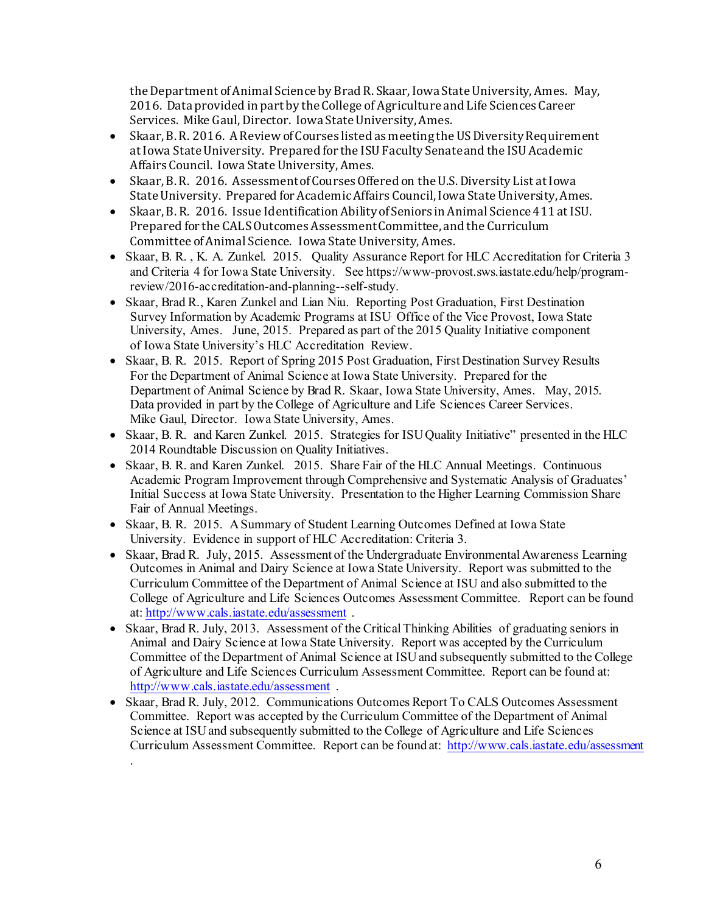the Department of Animal Science by Brad R. Skaar, Iowa State University, Ames. May, 2016. Data provided in part by the College of Agriculture and Life Sciences Career Services. Mike Gaul, Director. Iowa State University, Ames.

- Skaar, B. R. 2016. A Review of Courses listed as meeting the US Diversity Requirement at Iowa State University. Prepared for the ISU Faculty Senate and the ISU Academic Affairs Council. Iowa State University, Ames.
- Skaar, B. R. 2016. Assessment of Courses Offered on the U.S. Diversity List at Iowa State University. Prepared for Academic Affairs Council, Iowa State University, Ames.
- Skaar, B. R. 2016. Issue Identification Ability of Seniors in Animal Science 411 at ISU. Prepared for the CALS Outcomes Assessment Committee, and the Curriculum Committee of Animal Science. Iowa State University, Ames.
- Skaar, B. R. , K. A. Zunkel. 2015. Quality Assurance Report for HLC Accreditation for Criteria 3 and Criteria 4 for Iowa State University. See https://www-provost.sws.iastate.edu/help/program-review/2016-accreditation-and-planning--self-study.
- Skaar, Brad R., Karen Zunkel and Lian Niu. Reporting Post Graduation, First Destination Survey Information by Academic Programs at ISU. Office of the Vice Provost, Iowa State University, Ames. June, 2015. Prepared as part of the 2015 Quality Initiative component of Iowa State University's HLC Accreditation Review.
- Skaar, B. R. 2015. Report of Spring 2015 Post Graduation, First Destination Survey Results For the Department of Animal Science at Iowa State University. Prepared for the Department of Animal Science by Brad R. Skaar, Iowa State University, Ames. May, 2015. Data provided in part by the College of Agriculture and Life Sciences Career Services. Mike Gaul, Director. Iowa State University, Ames.
- Skaar, B. R. and Karen Zunkel. 2015. Strategies for ISU Quality Initiative" presented in the HLC 2014 Roundtable Discussion on Quality Initiatives.
- Skaar, B. R. and Karen Zunkel. 2015. Share Fair of the HLC Annual Meetings. Continuous Academic Program Improvement through Comprehensive and Systematic Analysis of Graduates' Initial Success at Iowa State University. Presentation to the Higher Learning Commission Share Fair of Annual Meetings.
- Skaar, B. R. 2015. A Summary of Student Learning Outcomes Defined at Iowa State University. Evidence in support of HLC Accreditation: Criteria 3.
- Skaar, Brad R. July, 2015. Assessment of the Undergraduate Environmental Awareness Learning Outcomes in Animal and Dairy Science at Iowa State University. Report was submitted to the Curriculum Committee of the Department of Animal Science at ISU and also submitted to the College of Agriculture and Life Sciences Outcomes Assessment Committee. Report can be found at: http://www.cals.iastate.edu/assessment .
- Skaar, Brad R. July, 2013. Assessment of the Critical Thinking Abilities of graduating seniors in Animal and Dairy Science at Iowa State University. Report was accepted by the Curriculum Committee of the Department of Animal Science at ISU and subsequently submitted to the College of Agriculture and Life Sciences Curriculum Assessment Committee. Report can be found at: http://www.cals.iastate.edu/assessment .
- Skaar, Brad R. July, 2012. Communications Outcomes Report To CALS Outcomes Assessment Committee. Report was accepted by the Curriculum Committee of the Department of Animal Science at ISU and subsequently submitted to the College of Agriculture and Life Sciences Curriculum Assessment Committee. Report can be found at: http://www.cals.iastate.edu/assessment .